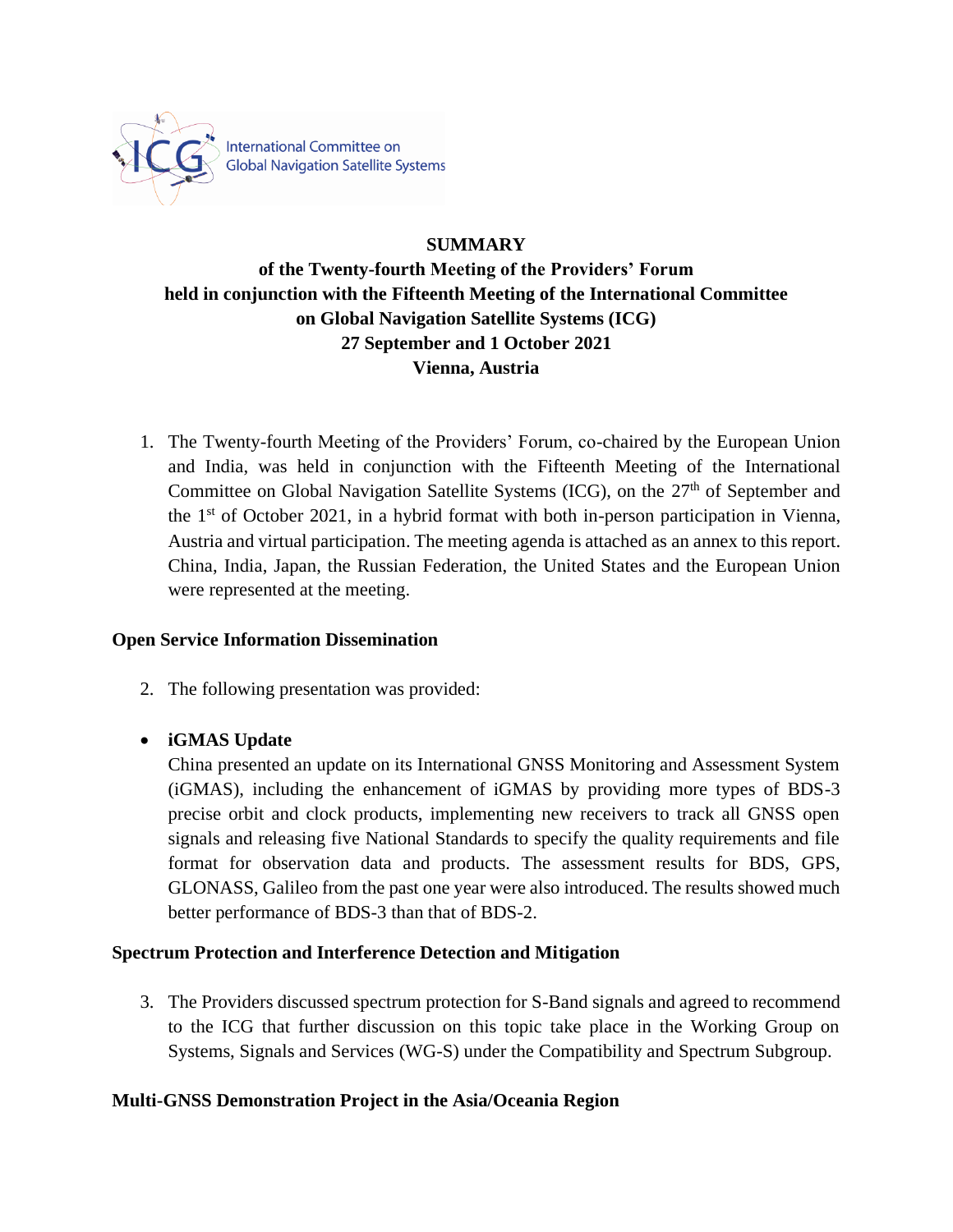International Committee on Global Navigation Satellite Systems

**SUMMARY**
**of the Twenty-fourth Meeting of the Providers' Forum**
**held in conjunction with the Fifteenth Meeting of the International Committee on Global Navigation Satellite Systems (ICG)**
**27 September and 1 October 2021**
**Vienna, Austria**

1. The Twenty-fourth Meeting of the Providers' Forum, co-chaired by the European Union and India, was held in conjunction with the Fifteenth Meeting of the International Committee on Global Navigation Satellite Systems (ICG), on the 27th of September and the 1st of October 2021, in a hybrid format with both in-person participation in Vienna, Austria and virtual participation. The meeting agenda is attached as an annex to this report. China, India, Japan, the Russian Federation, the United States and the European Union were represented at the meeting.

## Open Service Information Dissemination

2. The following presentation was provided:

- **iGMAS Update**
  China presented an update on its International GNSS Monitoring and Assessment System (iGMAS), including the enhancement of iGMAS by providing more types of BDS-3 precise orbit and clock products, implementing new receivers to track all GNSS open signals and releasing five National Standards to specify the quality requirements and file format for observation data and products. The assessment results for BDS, GPS, GLONASS, Galileo from the past one year were also introduced. The results showed much better performance of BDS-3 than that of BDS-2.

## Spectrum Protection and Interference Detection and Mitigation

3. The Providers discussed spectrum protection for S-Band signals and agreed to recommend to the ICG that further discussion on this topic take place in the Working Group on Systems, Signals and Services (WG-S) under the Compatibility and Spectrum Subgroup.

## Multi-GNSS Demonstration Project in the Asia/Oceania Region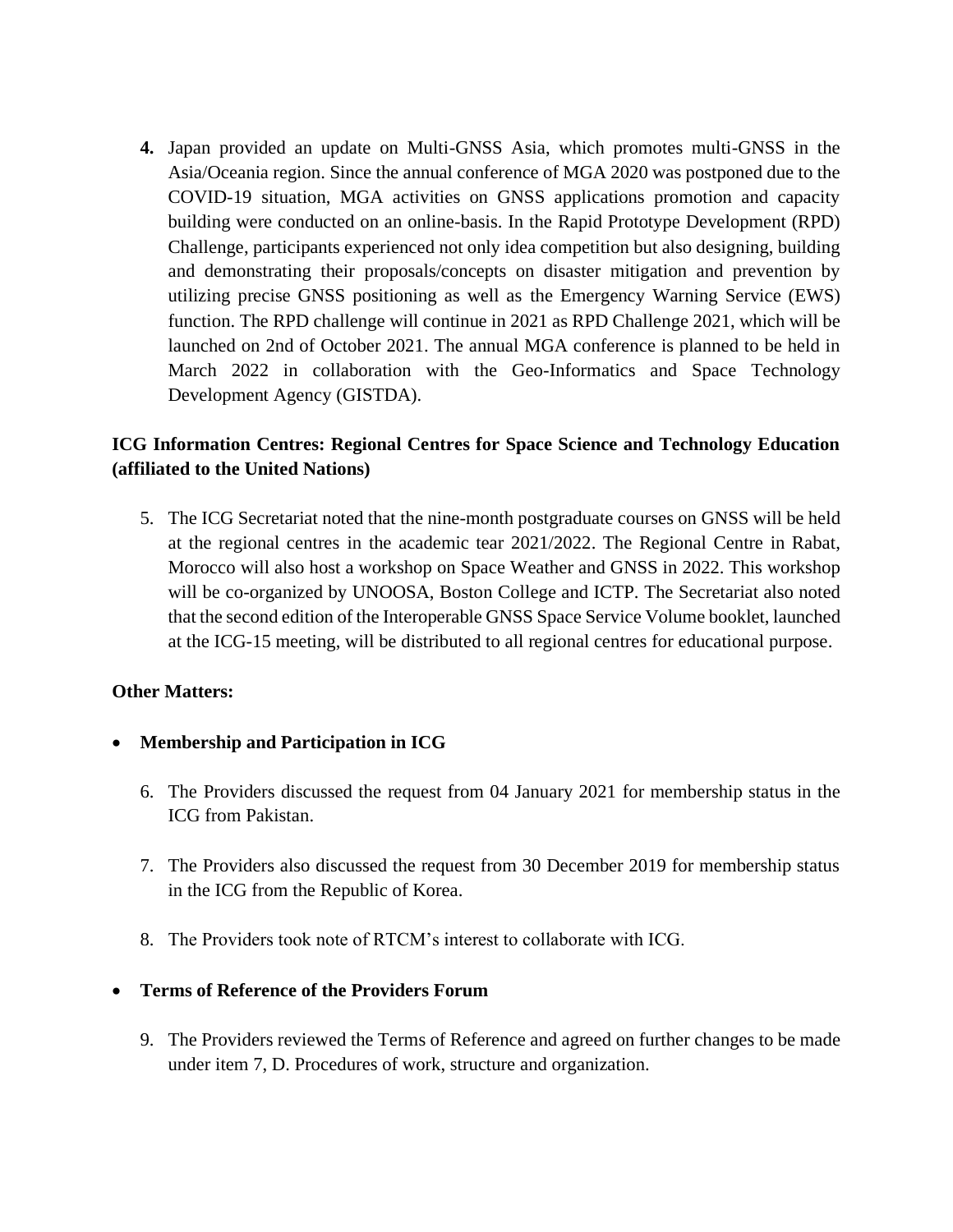**4.** Japan provided an update on Multi-GNSS Asia, which promotes multi-GNSS in the Asia/Oceania region. Since the annual conference of MGA 2020 was postponed due to the COVID-19 situation, MGA activities on GNSS applications promotion and capacity building were conducted on an online-basis. In the Rapid Prototype Development (RPD) Challenge, participants experienced not only idea competition but also designing, building and demonstrating their proposals/concepts on disaster mitigation and prevention by utilizing precise GNSS positioning as well as the Emergency Warning Service (EWS) function. The RPD challenge will continue in 2021 as RPD Challenge 2021, which will be launched on 2nd of October 2021. The annual MGA conference is planned to be held in March 2022 in collaboration with the Geo-Informatics and Space Technology Development Agency (GISTDA).

**ICG Information Centres: Regional Centres for Space Science and Technology Education (affiliated to the United Nations)**

5. The ICG Secretariat noted that the nine-month postgraduate courses on GNSS will be held at the regional centres in the academic tear 2021/2022. The Regional Centre in Rabat, Morocco will also host a workshop on Space Weather and GNSS in 2022. This workshop will be co-organized by UNOOSA, Boston College and ICTP. The Secretariat also noted that the second edition of the Interoperable GNSS Space Service Volume booklet, launched at the ICG-15 meeting, will be distributed to all regional centres for educational purpose.

**Other Matters:**

- **Membership and Participation in ICG**

6. The Providers discussed the request from 04 January 2021 for membership status in the ICG from Pakistan.

7. The Providers also discussed the request from 30 December 2019 for membership status in the ICG from the Republic of Korea.

8. The Providers took note of RTCM's interest to collaborate with ICG.

- **Terms of Reference of the Providers Forum**

9. The Providers reviewed the Terms of Reference and agreed on further changes to be made under item 7, D. Procedures of work, structure and organization.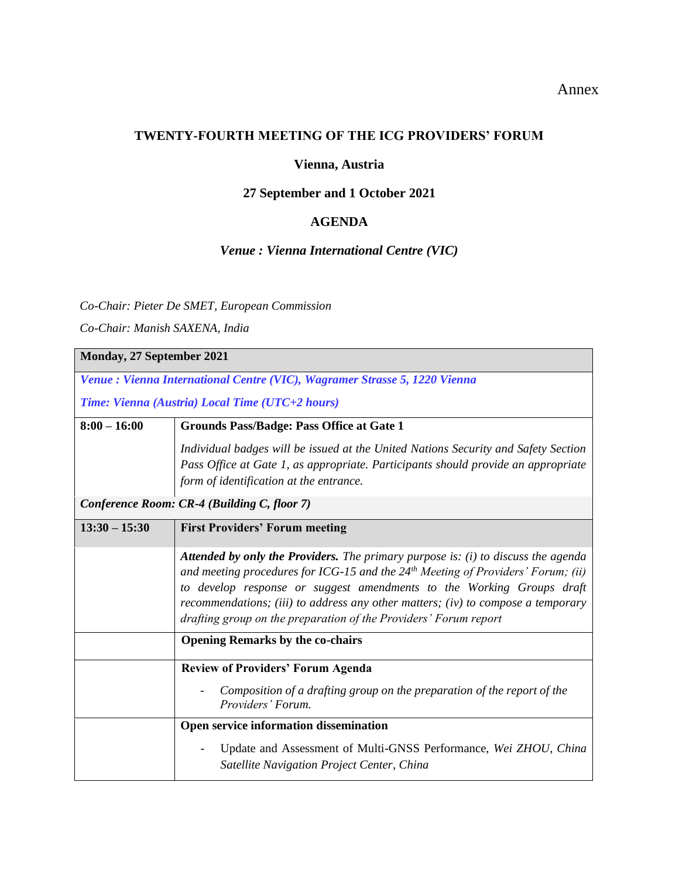Annex

# TWENTY-FOURTH MEETING OF THE ICG PROVIDERS' FORUM

**Vienna, Austria**

**27 September and 1 October 2021**

**AGENDA**

***Venue : Vienna International Centre (VIC)***

*Co-Chair: Pieter De SMET, European Commission*

*Co-Chair: Manish SAXENA, India*

| **Monday, 27 September 2021** | |
|---|---|
| ***Venue : Vienna International Centre (VIC), Wagramer Strasse 5, 1220 Vienna*** <br> ***Time: Vienna (Austria) Local Time (UTC+2 hours)*** | |
| **8:00 – 16:00** | **Grounds Pass/Badge: Pass Office at Gate 1** <br> *Individual badges will be issued at the United Nations Security and Safety Section Pass Office at Gate 1, as appropriate. Participants should provide an appropriate form of identification at the entrance.* |
| ***Conference Room: CR-4 (Building C, floor 7)*** | |
| **13:30 – 15:30** | **First Providers' Forum meeting** |
| | ***Attended by only the Providers.*** *The primary purpose is: (i) to discuss the agenda and meeting procedures for ICG-15 and the 24th Meeting of Providers' Forum; (ii) to develop response or suggest amendments to the Working Groups draft recommendations; (iii) to address any other matters; (iv) to compose a temporary drafting group on the preparation of the Providers' Forum report* |
| | **Opening Remarks by the co-chairs** |
| | **Review of Providers' Forum Agenda** <br> - *Composition of a drafting group on the preparation of the report of the Providers' Forum.* |
| | **Open service information dissemination** <br> - Update and Assessment of Multi-GNSS Performance, *Wei ZHOU, China Satellite Navigation Project Center, China* |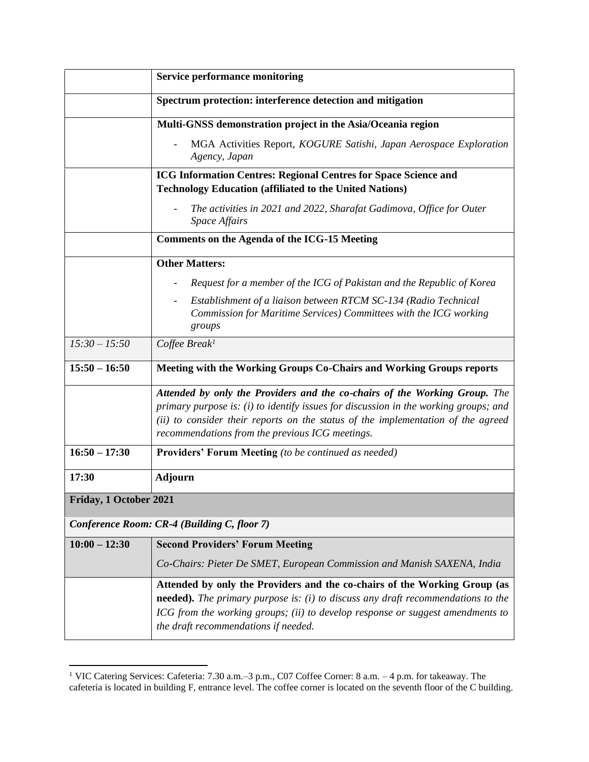| | |
|---|---|
| | **Service performance monitoring** |
| | **Spectrum protection: interference detection and mitigation** |
| | **Multi-GNSS demonstration project in the Asia/Oceania region**<br>- MGA Activities Report, *KOGURE Satishi, Japan Aerospace Exploration Agency, Japan* |
| | **ICG Information Centres: Regional Centres for Space Science and Technology Education (affiliated to the United Nations)**<br>- *The activities in 2021 and 2022, Sharafat Gadimova, Office for Outer Space Affairs* |
| | **Comments on the Agenda of the ICG-15 Meeting** |
| | **Other Matters:**<br>- *Request for a member of the ICG of Pakistan and the Republic of Korea*<br>- *Establishment of a liaison between RTCM SC-134 (Radio Technical Commission for Maritime Services) Committees with the ICG working groups* |
| *15:30 – 15:50* | *Coffee Break*[1] |
| **15:50 – 16:50** | **Meeting with the Working Groups Co-Chairs and Working Groups reports** |
| | ***Attended by only the Providers and the co-chairs of the Working Group.*** *The primary purpose is: (i) to identify issues for discussion in the working groups; and (ii) to consider their reports on the status of the implementation of the agreed recommendations from the previous ICG meetings.* |
| **16:50 – 17:30** | **Providers' Forum Meeting** *(to be continued as needed)* |
| **17:30** | **Adjourn** |
| **Friday, 1 October 2021** | |
| ***Conference Room: CR-4 (Building C, floor 7)*** | |
| **10:00 – 12:30** | **Second Providers' Forum Meeting**<br>*Co-Chairs: Pieter De SMET, European Commission and Manish SAXENA, India* |
| | **Attended by only the Providers and the co-chairs of the Working Group (as needed).** *The primary purpose is: (i) to discuss any draft recommendations to the ICG from the working groups; (ii) to develop response or suggest amendments to the draft recommendations if needed.* |

[1] VIC Catering Services: Cafeteria: 7.30 a.m.–3 p.m., C07 Coffee Corner: 8 a.m. – 4 p.m. for takeaway. The cafeteria is located in building F, entrance level. The coffee corner is located on the seventh floor of the C building.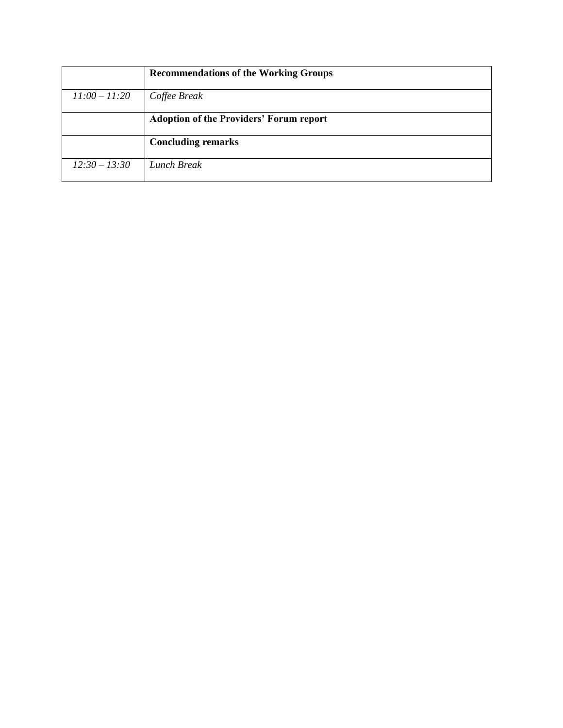| | |
|---|---|
| | **Recommendations of the Working Groups** |
| *11:00 – 11:20* | *Coffee Break* |
| | **Adoption of the Providers' Forum report** |
| | **Concluding remarks** |
| *12:30 – 13:30* | *Lunch Break* |